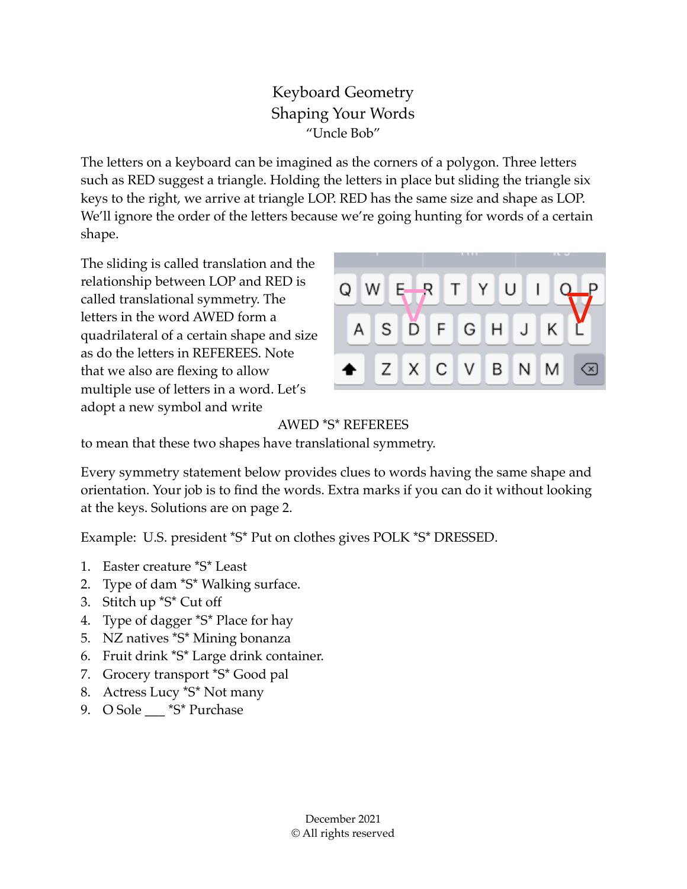# Keyboard Geometry

## Shaping Your Words

"Uncle Bob"

The letters on a keyboard can be imagined as the corners of a polygon. Three letters such as RED suggest a triangle. Holding the letters in place but sliding the triangle six keys to the right, we arrive at triangle LOP. RED has the same size and shape as LOP. We'll ignore the order of the letters because we're going hunting for words of a certain shape.

The sliding is called translation and the relationship between LOP and RED is called translational symmetry. The letters in the word AWED form a quadrilateral of a certain shape and size as do the letters in REFEREES. Note that we also are flexing to allow multiple use of letters in a word. Let's adopt a new symbol and write

AWED *S* REFEREES

to mean that these two shapes have translational symmetry.

Every symmetry statement below provides clues to words having the same shape and orientation. Your job is to find the words. Extra marks if you can do it without looking at the keys. Solutions are on page 2.

Example: U.S. president *S* Put on clothes gives POLK *S* DRESSED.

1. Easter creature *S* Least
2. Type of dam *S* Walking surface.
3. Stitch up *S* Cut off
4. Type of dagger *S* Place for hay
5. NZ natives *S* Mining bonanza
6. Fruit drink *S* Large drink container.
7. Grocery transport *S* Good pal
8. Actress Lucy *S* Not many
9. O Sole ___ *S* Purchase

December 2021

© All rights reserved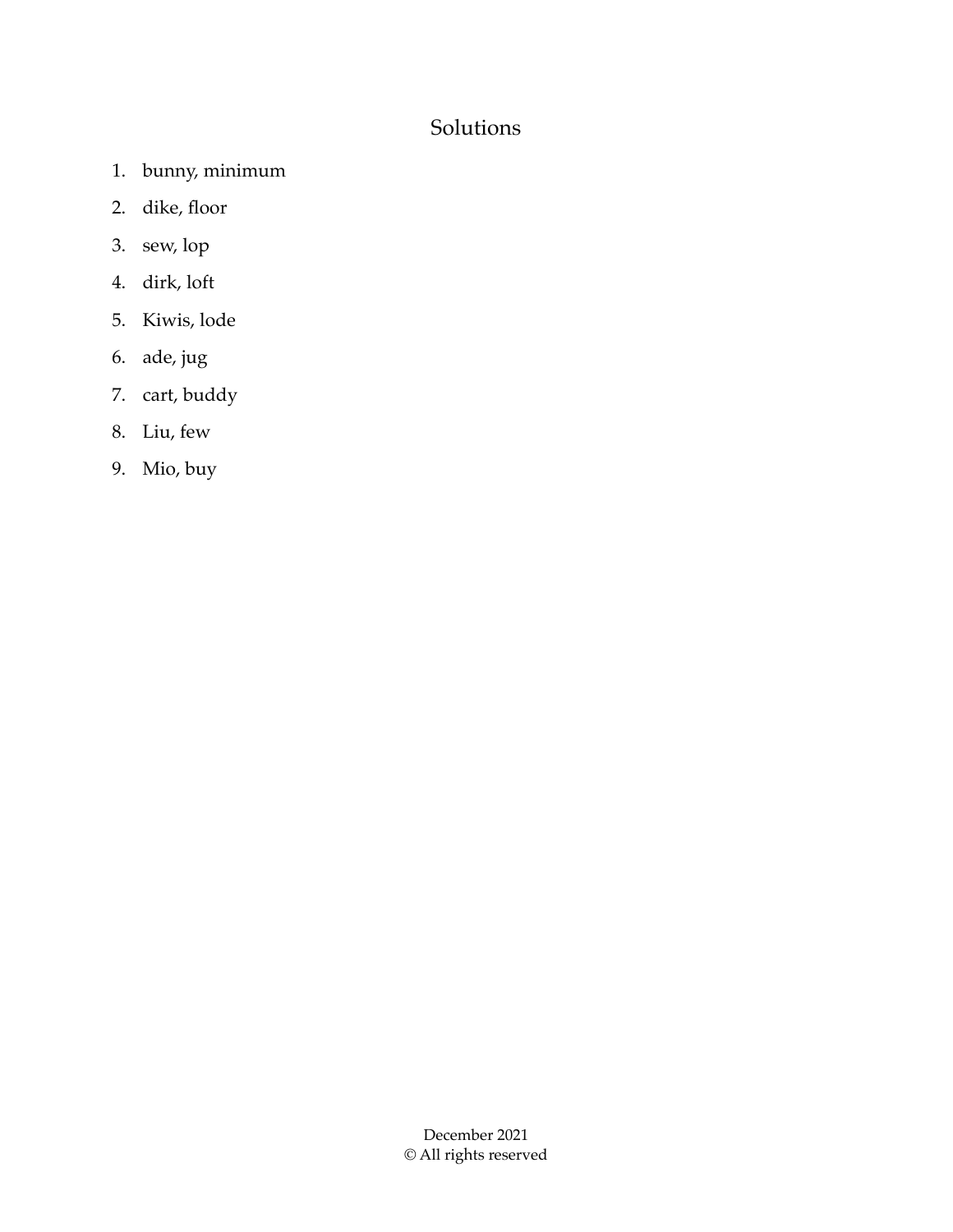## Solutions

1. bunny, minimum
2. dike, floor
3. sew, lop
4. dirk, loft
5. Kiwis, lode
6. ade, jug
7. cart, buddy
8. Liu, few
9. Mio, buy

December 2021
© All rights reserved